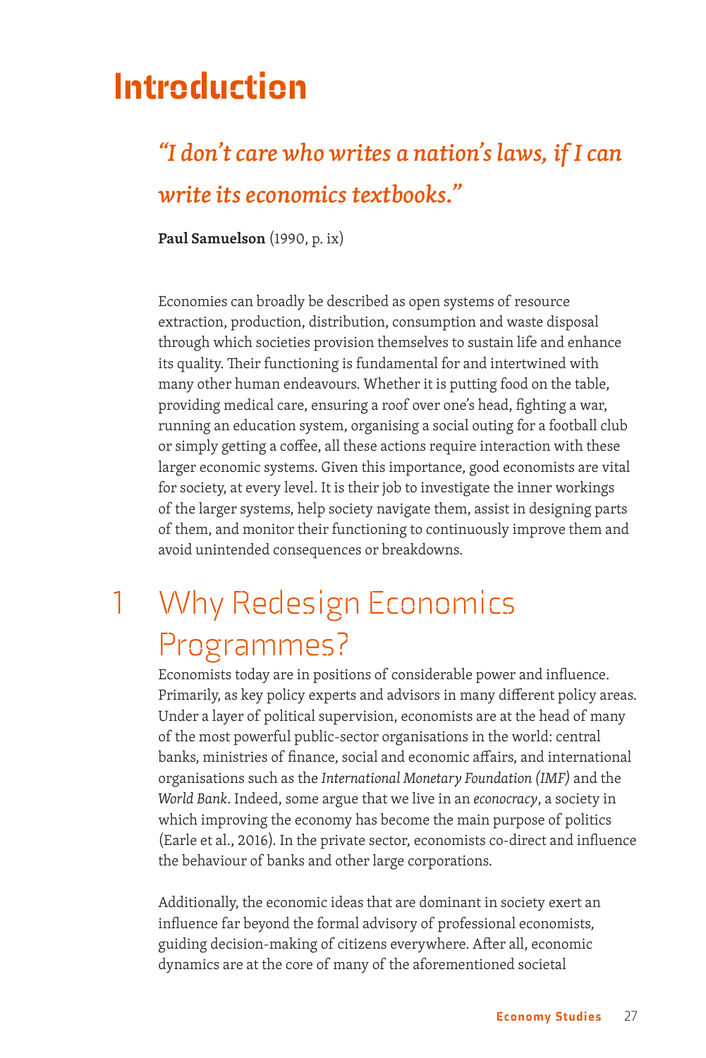# Introduction

> *"I don't care who writes a nation's laws, if I can write its economics textbooks."*

**Paul Samuelson** (1990, p. ix)

Economies can broadly be described as open systems of resource extraction, production, distribution, consumption and waste disposal through which societies provision themselves to sustain life and enhance its quality. Their functioning is fundamental for and intertwined with many other human endeavours. Whether it is putting food on the table, providing medical care, ensuring a roof over one's head, fighting a war, running an education system, organising a social outing for a football club or simply getting a coffee, all these actions require interaction with these larger economic systems. Given this importance, good economists are vital for society, at every level. It is their job to investigate the inner workings of the larger systems, help society navigate them, assist in designing parts of them, and monitor their functioning to continuously improve them and avoid unintended consequences or breakdowns.

## 1 Why Redesign Economics Programmes?

Economists today are in positions of considerable power and influence. Primarily, as key policy experts and advisors in many different policy areas. Under a layer of political supervision, economists are at the head of many of the most powerful public-sector organisations in the world: central banks, ministries of finance, social and economic affairs, and international organisations such as the *International Monetary Foundation (IMF)* and the *World Bank*. Indeed, some argue that we live in an *econocracy*, a society in which improving the economy has become the main purpose of politics (Earle et al., 2016). In the private sector, economists co-direct and influence the behaviour of banks and other large corporations.

Additionally, the economic ideas that are dominant in society exert an influence far beyond the formal advisory of professional economists, guiding decision-making of citizens everywhere. After all, economic dynamics are at the core of many of the aforementioned societal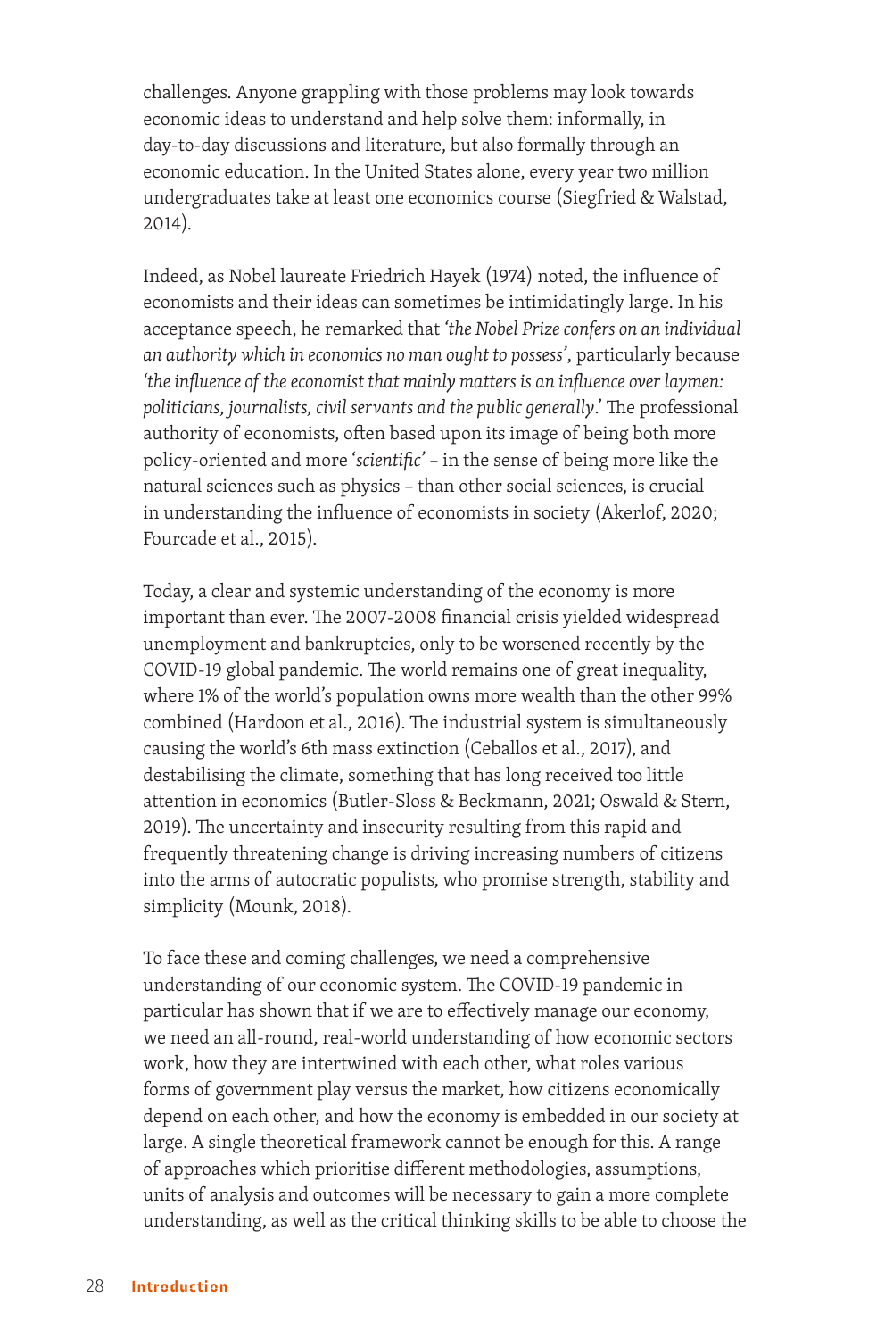challenges. Anyone grappling with those problems may look towards economic ideas to understand and help solve them: informally, in day-to-day discussions and literature, but also formally through an economic education. In the United States alone, every year two million undergraduates take at least one economics course (Siegfried & Walstad, 2014).

Indeed, as Nobel laureate Friedrich Hayek (1974) noted, the influence of economists and their ideas can sometimes be intimidatingly large. In his acceptance speech, he remarked that *'the Nobel Prize confers on an individual an authority which in economics no man ought to possess'*, particularly because *'the influence of the economist that mainly matters is an influence over laymen: politicians, journalists, civil servants and the public generally.'* The professional authority of economists, often based upon its image of being both more policy-oriented and more '*scientific*' – in the sense of being more like the natural sciences such as physics – than other social sciences, is crucial in understanding the influence of economists in society (Akerlof, 2020; Fourcade et al., 2015).

Today, a clear and systemic understanding of the economy is more important than ever. The 2007-2008 financial crisis yielded widespread unemployment and bankruptcies, only to be worsened recently by the COVID-19 global pandemic. The world remains one of great inequality, where 1% of the world's population owns more wealth than the other 99% combined (Hardoon et al., 2016). The industrial system is simultaneously causing the world's 6th mass extinction (Ceballos et al., 2017), and destabilising the climate, something that has long received too little attention in economics (Butler-Sloss & Beckmann, 2021; Oswald & Stern, 2019). The uncertainty and insecurity resulting from this rapid and frequently threatening change is driving increasing numbers of citizens into the arms of autocratic populists, who promise strength, stability and simplicity (Mounk, 2018).

To face these and coming challenges, we need a comprehensive understanding of our economic system. The COVID-19 pandemic in particular has shown that if we are to effectively manage our economy, we need an all-round, real-world understanding of how economic sectors work, how they are intertwined with each other, what roles various forms of government play versus the market, how citizens economically depend on each other, and how the economy is embedded in our society at large. A single theoretical framework cannot be enough for this. A range of approaches which prioritise different methodologies, assumptions, units of analysis and outcomes will be necessary to gain a more complete understanding, as well as the critical thinking skills to be able to choose the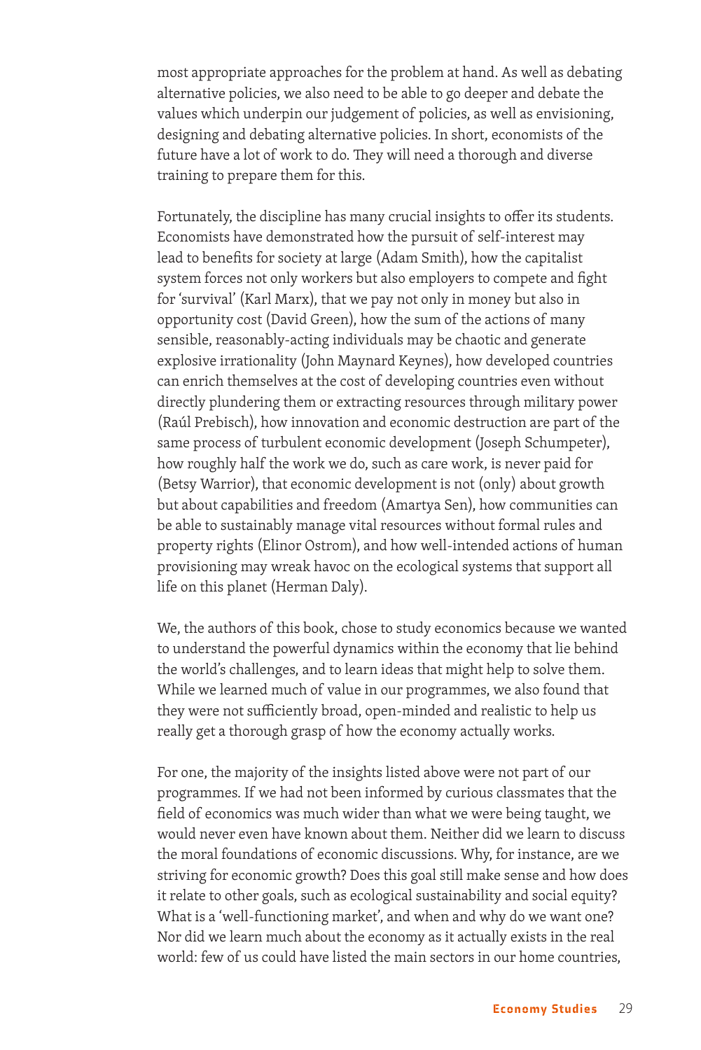most appropriate approaches for the problem at hand. As well as debating alternative policies, we also need to be able to go deeper and debate the values which underpin our judgement of policies, as well as envisioning, designing and debating alternative policies. In short, economists of the future have a lot of work to do. They will need a thorough and diverse training to prepare them for this.

Fortunately, the discipline has many crucial insights to offer its students. Economists have demonstrated how the pursuit of self-interest may lead to benefits for society at large (Adam Smith), how the capitalist system forces not only workers but also employers to compete and fight for 'survival' (Karl Marx), that we pay not only in money but also in opportunity cost (David Green), how the sum of the actions of many sensible, reasonably-acting individuals may be chaotic and generate explosive irrationality (John Maynard Keynes), how developed countries can enrich themselves at the cost of developing countries even without directly plundering them or extracting resources through military power (Raúl Prebisch), how innovation and economic destruction are part of the same process of turbulent economic development (Joseph Schumpeter), how roughly half the work we do, such as care work, is never paid for (Betsy Warrior), that economic development is not (only) about growth but about capabilities and freedom (Amartya Sen), how communities can be able to sustainably manage vital resources without formal rules and property rights (Elinor Ostrom), and how well-intended actions of human provisioning may wreak havoc on the ecological systems that support all life on this planet (Herman Daly).

We, the authors of this book, chose to study economics because we wanted to understand the powerful dynamics within the economy that lie behind the world's challenges, and to learn ideas that might help to solve them. While we learned much of value in our programmes, we also found that they were not sufficiently broad, open-minded and realistic to help us really get a thorough grasp of how the economy actually works.

For one, the majority of the insights listed above were not part of our programmes. If we had not been informed by curious classmates that the field of economics was much wider than what we were being taught, we would never even have known about them. Neither did we learn to discuss the moral foundations of economic discussions. Why, for instance, are we striving for economic growth? Does this goal still make sense and how does it relate to other goals, such as ecological sustainability and social equity? What is a 'well-functioning market', and when and why do we want one? Nor did we learn much about the economy as it actually exists in the real world: few of us could have listed the main sectors in our home countries,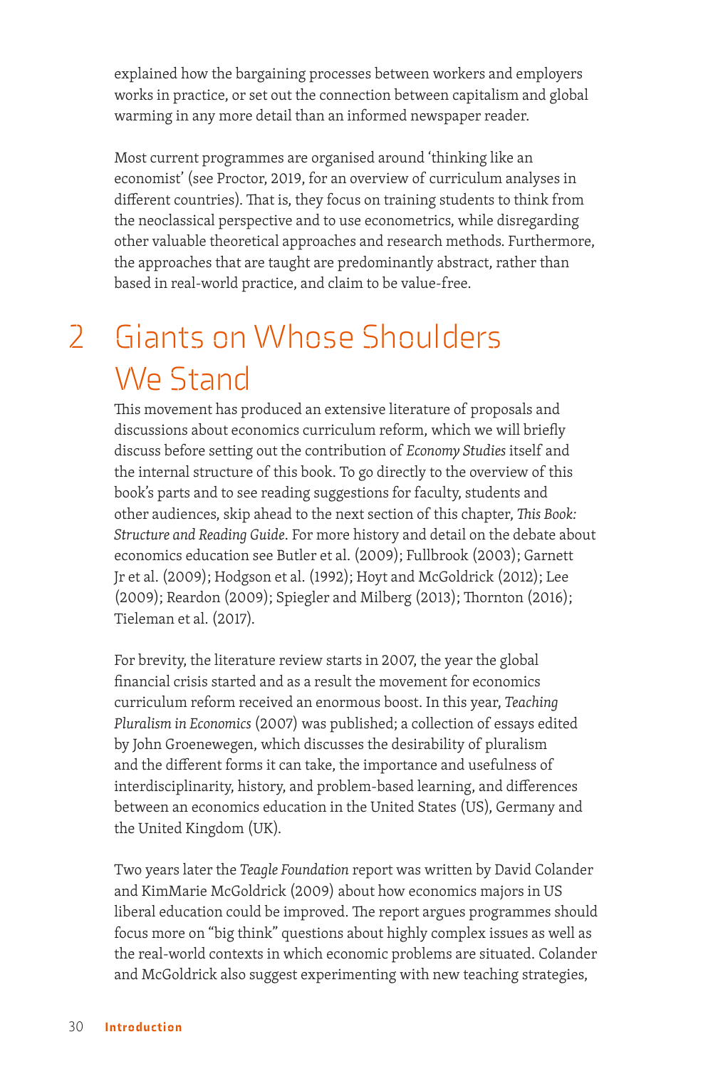explained how the bargaining processes between workers and employers works in practice, or set out the connection between capitalism and global warming in any more detail than an informed newspaper reader.

Most current programmes are organised around 'thinking like an economist' (see Proctor, 2019, for an overview of curriculum analyses in different countries). That is, they focus on training students to think from the neoclassical perspective and to use econometrics, while disregarding other valuable theoretical approaches and research methods. Furthermore, the approaches that are taught are predominantly abstract, rather than based in real-world practice, and claim to be value-free.

## 2 Giants on Whose Shoulders We Stand

This movement has produced an extensive literature of proposals and discussions about economics curriculum reform, which we will briefly discuss before setting out the contribution of *Economy Studies* itself and the internal structure of this book. To go directly to the overview of this book's parts and to see reading suggestions for faculty, students and other audiences, skip ahead to the next section of this chapter, *This Book: Structure and Reading Guide*. For more history and detail on the debate about economics education see Butler et al. (2009); Fullbrook (2003); Garnett Jr et al. (2009); Hodgson et al. (1992); Hoyt and McGoldrick (2012); Lee (2009); Reardon (2009); Spiegler and Milberg (2013); Thornton (2016); Tieleman et al. (2017).

For brevity, the literature review starts in 2007, the year the global financial crisis started and as a result the movement for economics curriculum reform received an enormous boost. In this year, *Teaching Pluralism in Economics* (2007) was published; a collection of essays edited by John Groenewegen, which discusses the desirability of pluralism and the different forms it can take, the importance and usefulness of interdisciplinarity, history, and problem-based learning, and differences between an economics education in the United States (US), Germany and the United Kingdom (UK).

Two years later the *Teagle Foundation* report was written by David Colander and KimMarie McGoldrick (2009) about how economics majors in US liberal education could be improved. The report argues programmes should focus more on "big think" questions about highly complex issues as well as the real-world contexts in which economic problems are situated. Colander and McGoldrick also suggest experimenting with new teaching strategies,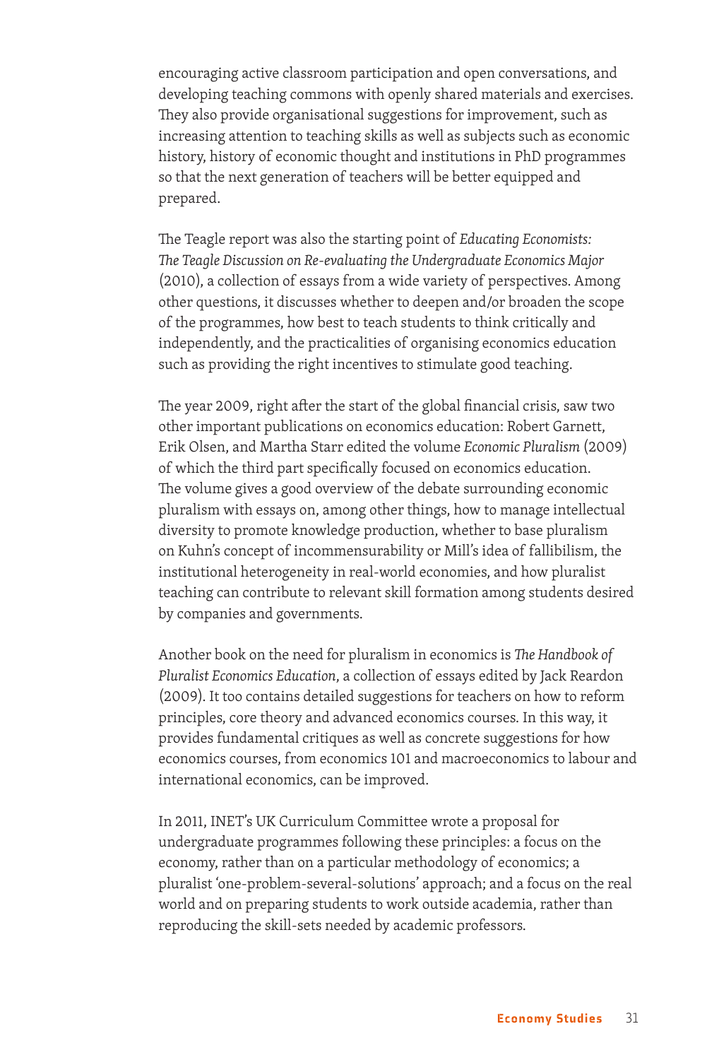encouraging active classroom participation and open conversations, and developing teaching commons with openly shared materials and exercises. They also provide organisational suggestions for improvement, such as increasing attention to teaching skills as well as subjects such as economic history, history of economic thought and institutions in PhD programmes so that the next generation of teachers will be better equipped and prepared.

The Teagle report was also the starting point of *Educating Economists: The Teagle Discussion on Re-evaluating the Undergraduate Economics Major* (2010), a collection of essays from a wide variety of perspectives. Among other questions, it discusses whether to deepen and/or broaden the scope of the programmes, how best to teach students to think critically and independently, and the practicalities of organising economics education such as providing the right incentives to stimulate good teaching.

The year 2009, right after the start of the global financial crisis, saw two other important publications on economics education: Robert Garnett, Erik Olsen, and Martha Starr edited the volume *Economic Pluralism* (2009) of which the third part specifically focused on economics education. The volume gives a good overview of the debate surrounding economic pluralism with essays on, among other things, how to manage intellectual diversity to promote knowledge production, whether to base pluralism on Kuhn's concept of incommensurability or Mill's idea of fallibilism, the institutional heterogeneity in real-world economies, and how pluralist teaching can contribute to relevant skill formation among students desired by companies and governments.

Another book on the need for pluralism in economics is *The Handbook of Pluralist Economics Education*, a collection of essays edited by Jack Reardon (2009). It too contains detailed suggestions for teachers on how to reform principles, core theory and advanced economics courses. In this way, it provides fundamental critiques as well as concrete suggestions for how economics courses, from economics 101 and macroeconomics to labour and international economics, can be improved.

In 2011, INET's UK Curriculum Committee wrote a proposal for undergraduate programmes following these principles: a focus on the economy, rather than on a particular methodology of economics; a pluralist 'one-problem-several-solutions' approach; and a focus on the real world and on preparing students to work outside academia, rather than reproducing the skill-sets needed by academic professors.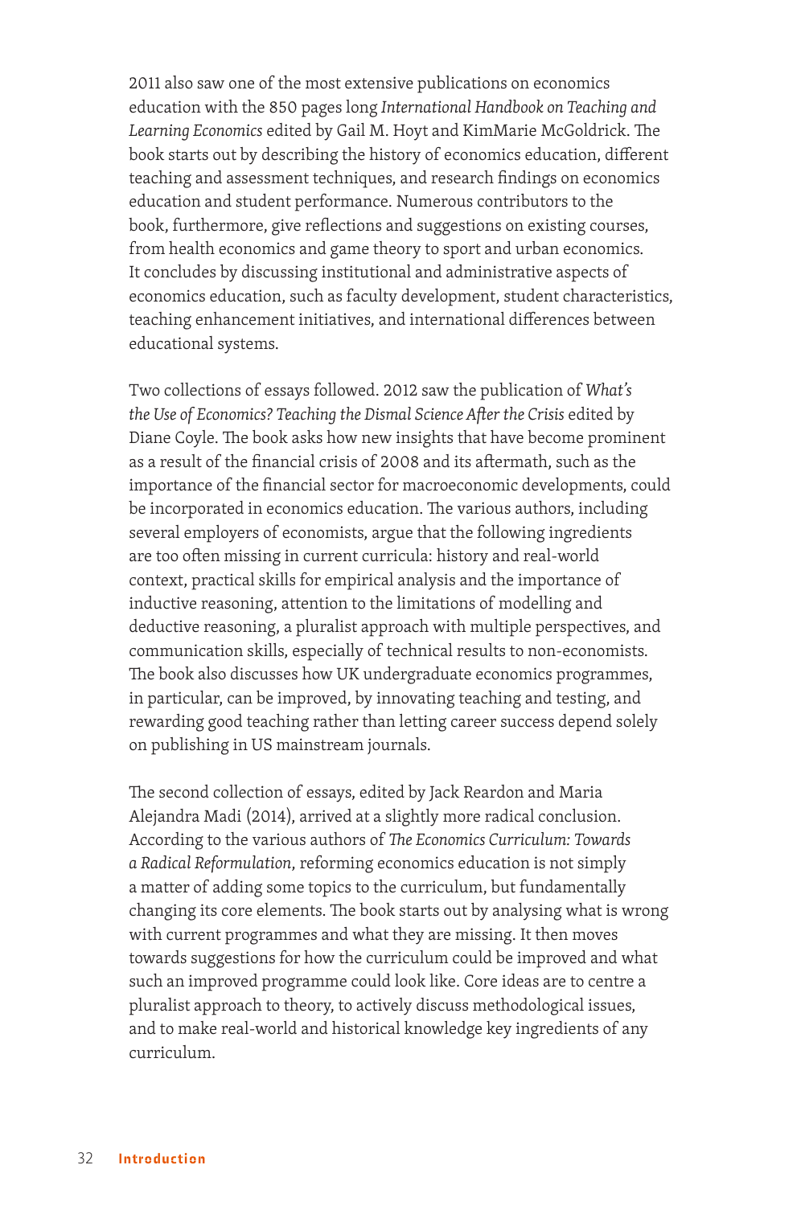2011 also saw one of the most extensive publications on economics education with the 850 pages long *International Handbook on Teaching and Learning Economics* edited by Gail M. Hoyt and KimMarie McGoldrick. The book starts out by describing the history of economics education, different teaching and assessment techniques, and research findings on economics education and student performance. Numerous contributors to the book, furthermore, give reflections and suggestions on existing courses, from health economics and game theory to sport and urban economics. It concludes by discussing institutional and administrative aspects of economics education, such as faculty development, student characteristics, teaching enhancement initiatives, and international differences between educational systems.

Two collections of essays followed. 2012 saw the publication of *What's the Use of Economics? Teaching the Dismal Science After the Crisis* edited by Diane Coyle. The book asks how new insights that have become prominent as a result of the financial crisis of 2008 and its aftermath, such as the importance of the financial sector for macroeconomic developments, could be incorporated in economics education. The various authors, including several employers of economists, argue that the following ingredients are too often missing in current curricula: history and real-world context, practical skills for empirical analysis and the importance of inductive reasoning, attention to the limitations of modelling and deductive reasoning, a pluralist approach with multiple perspectives, and communication skills, especially of technical results to non-economists. The book also discusses how UK undergraduate economics programmes, in particular, can be improved, by innovating teaching and testing, and rewarding good teaching rather than letting career success depend solely on publishing in US mainstream journals.

The second collection of essays, edited by Jack Reardon and Maria Alejandra Madi (2014), arrived at a slightly more radical conclusion. According to the various authors of *The Economics Curriculum: Towards a Radical Reformulation*, reforming economics education is not simply a matter of adding some topics to the curriculum, but fundamentally changing its core elements. The book starts out by analysing what is wrong with current programmes and what they are missing. It then moves towards suggestions for how the curriculum could be improved and what such an improved programme could look like. Core ideas are to centre a pluralist approach to theory, to actively discuss methodological issues, and to make real-world and historical knowledge key ingredients of any curriculum.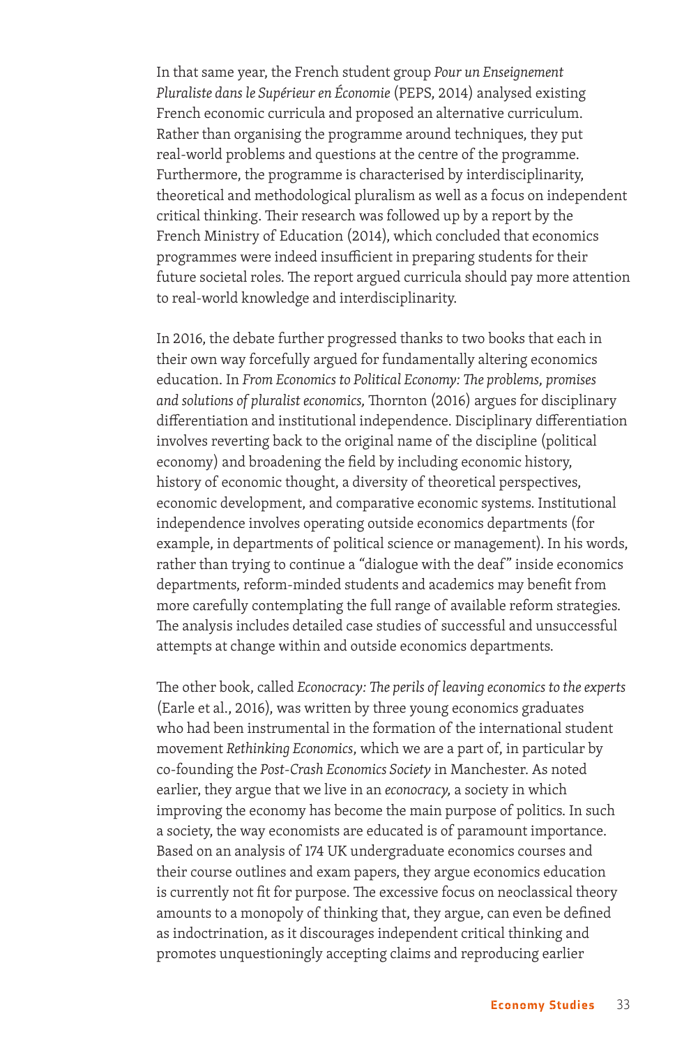In that same year, the French student group *Pour un Enseignement Pluraliste dans le Supérieur en Économie* (PEPS, 2014) analysed existing French economic curricula and proposed an alternative curriculum. Rather than organising the programme around techniques, they put real-world problems and questions at the centre of the programme. Furthermore, the programme is characterised by interdisciplinarity, theoretical and methodological pluralism as well as a focus on independent critical thinking. Their research was followed up by a report by the French Ministry of Education (2014), which concluded that economics programmes were indeed insufficient in preparing students for their future societal roles. The report argued curricula should pay more attention to real-world knowledge and interdisciplinarity.

In 2016, the debate further progressed thanks to two books that each in their own way forcefully argued for fundamentally altering economics education. In *From Economics to Political Economy: The problems, promises and solutions of pluralist economics,* Thornton (2016) argues for disciplinary differentiation and institutional independence. Disciplinary differentiation involves reverting back to the original name of the discipline (political economy) and broadening the field by including economic history, history of economic thought, a diversity of theoretical perspectives, economic development, and comparative economic systems. Institutional independence involves operating outside economics departments (for example, in departments of political science or management). In his words, rather than trying to continue a "dialogue with the deaf" inside economics departments, reform-minded students and academics may benefit from more carefully contemplating the full range of available reform strategies. The analysis includes detailed case studies of successful and unsuccessful attempts at change within and outside economics departments.

The other book, called *Econocracy: The perils of leaving economics to the experts* (Earle et al., 2016), was written by three young economics graduates who had been instrumental in the formation of the international student movement *Rethinking Economics*, which we are a part of, in particular by co-founding the *Post-Crash Economics Society* in Manchester. As noted earlier, they argue that we live in an *econocracy,* a society in which improving the economy has become the main purpose of politics. In such a society, the way economists are educated is of paramount importance. Based on an analysis of 174 UK undergraduate economics courses and their course outlines and exam papers, they argue economics education is currently not fit for purpose. The excessive focus on neoclassical theory amounts to a monopoly of thinking that, they argue, can even be defined as indoctrination, as it discourages independent critical thinking and promotes unquestioningly accepting claims and reproducing earlier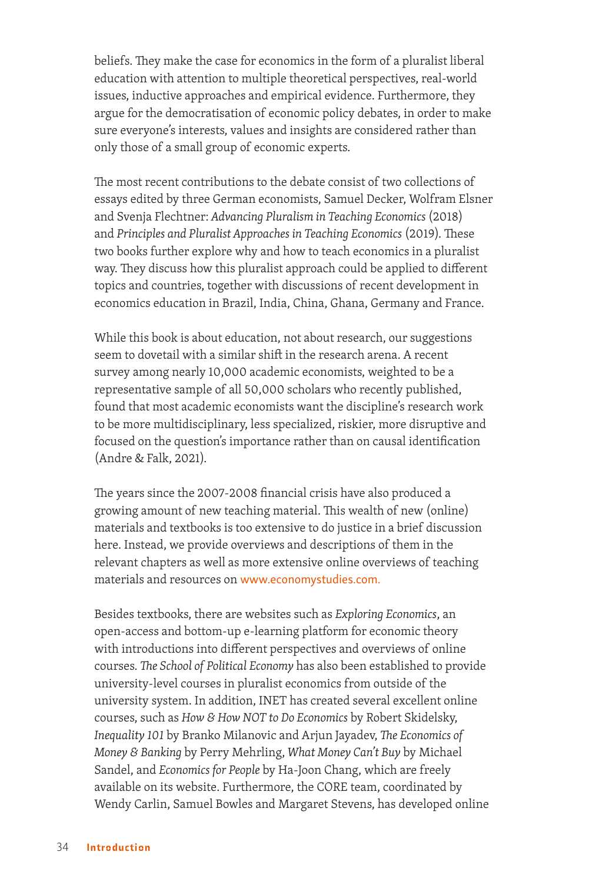beliefs. They make the case for economics in the form of a pluralist liberal education with attention to multiple theoretical perspectives, real-world issues, inductive approaches and empirical evidence. Furthermore, they argue for the democratisation of economic policy debates, in order to make sure everyone's interests, values and insights are considered rather than only those of a small group of economic experts.

The most recent contributions to the debate consist of two collections of essays edited by three German economists, Samuel Decker, Wolfram Elsner and Svenja Flechtner: *Advancing Pluralism in Teaching Economics* (2018) and *Principles and Pluralist Approaches in Teaching Economics* (2019). These two books further explore why and how to teach economics in a pluralist way. They discuss how this pluralist approach could be applied to different topics and countries, together with discussions of recent development in economics education in Brazil, India, China, Ghana, Germany and France.

While this book is about education, not about research, our suggestions seem to dovetail with a similar shift in the research arena. A recent survey among nearly 10,000 academic economists, weighted to be a representative sample of all 50,000 scholars who recently published, found that most academic economists want the discipline's research work to be more multidisciplinary, less specialized, riskier, more disruptive and focused on the question's importance rather than on causal identification (Andre & Falk, 2021).

The years since the 2007-2008 financial crisis have also produced a growing amount of new teaching material. This wealth of new (online) materials and textbooks is too extensive to do justice in a brief discussion here. Instead, we provide overviews and descriptions of them in the relevant chapters as well as more extensive online overviews of teaching materials and resources on www.economystudies.com.

Besides textbooks, there are websites such as *Exploring Economics*, an open-access and bottom-up e-learning platform for economic theory with introductions into different perspectives and overviews of online courses. *The School of Political Economy* has also been established to provide university-level courses in pluralist economics from outside of the university system. In addition, INET has created several excellent online courses, such as *How & How NOT to Do Economics* by Robert Skidelsky, *Inequality 101* by Branko Milanovic and Arjun Jayadev, *The Economics of Money & Banking* by Perry Mehrling, *What Money Can't Buy* by Michael Sandel, and *Economics for People* by Ha-Joon Chang, which are freely available on its website. Furthermore, the CORE team, coordinated by Wendy Carlin, Samuel Bowles and Margaret Stevens, has developed online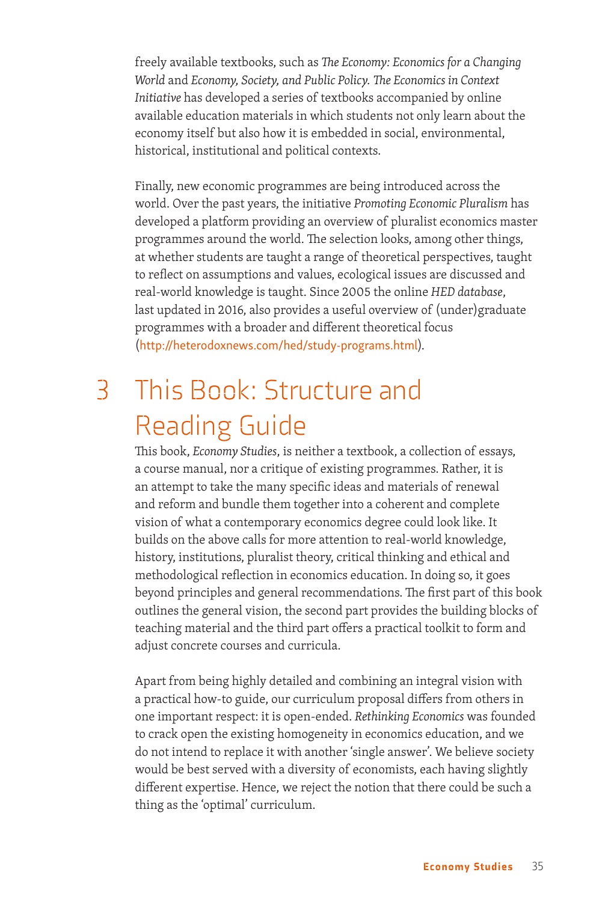freely available textbooks, such as *The Economy: Economics for a Changing World* and *Economy, Society, and Public Policy*. *The Economics in Context Initiative* has developed a series of textbooks accompanied by online available education materials in which students not only learn about the economy itself but also how it is embedded in social, environmental, historical, institutional and political contexts.

Finally, new economic programmes are being introduced across the world. Over the past years, the initiative *Promoting Economic Pluralism* has developed a platform providing an overview of pluralist economics master programmes around the world. The selection looks, among other things, at whether students are taught a range of theoretical perspectives, taught to reflect on assumptions and values, ecological issues are discussed and real-world knowledge is taught. Since 2005 the online *HED database*, last updated in 2016, also provides a useful overview of (under)graduate programmes with a broader and different theoretical focus (http://heterodoxnews.com/hed/study-programs.html).

# 3 This Book: Structure and Reading Guide

This book, *Economy Studies*, is neither a textbook, a collection of essays, a course manual, nor a critique of existing programmes. Rather, it is an attempt to take the many specific ideas and materials of renewal and reform and bundle them together into a coherent and complete vision of what a contemporary economics degree could look like. It builds on the above calls for more attention to real-world knowledge, history, institutions, pluralist theory, critical thinking and ethical and methodological reflection in economics education. In doing so, it goes beyond principles and general recommendations. The first part of this book outlines the general vision, the second part provides the building blocks of teaching material and the third part offers a practical toolkit to form and adjust concrete courses and curricula.

Apart from being highly detailed and combining an integral vision with a practical how-to guide, our curriculum proposal differs from others in one important respect: it is open-ended. *Rethinking Economics* was founded to crack open the existing homogeneity in economics education, and we do not intend to replace it with another 'single answer'. We believe society would be best served with a diversity of economists, each having slightly different expertise. Hence, we reject the notion that there could be such a thing as the 'optimal' curriculum.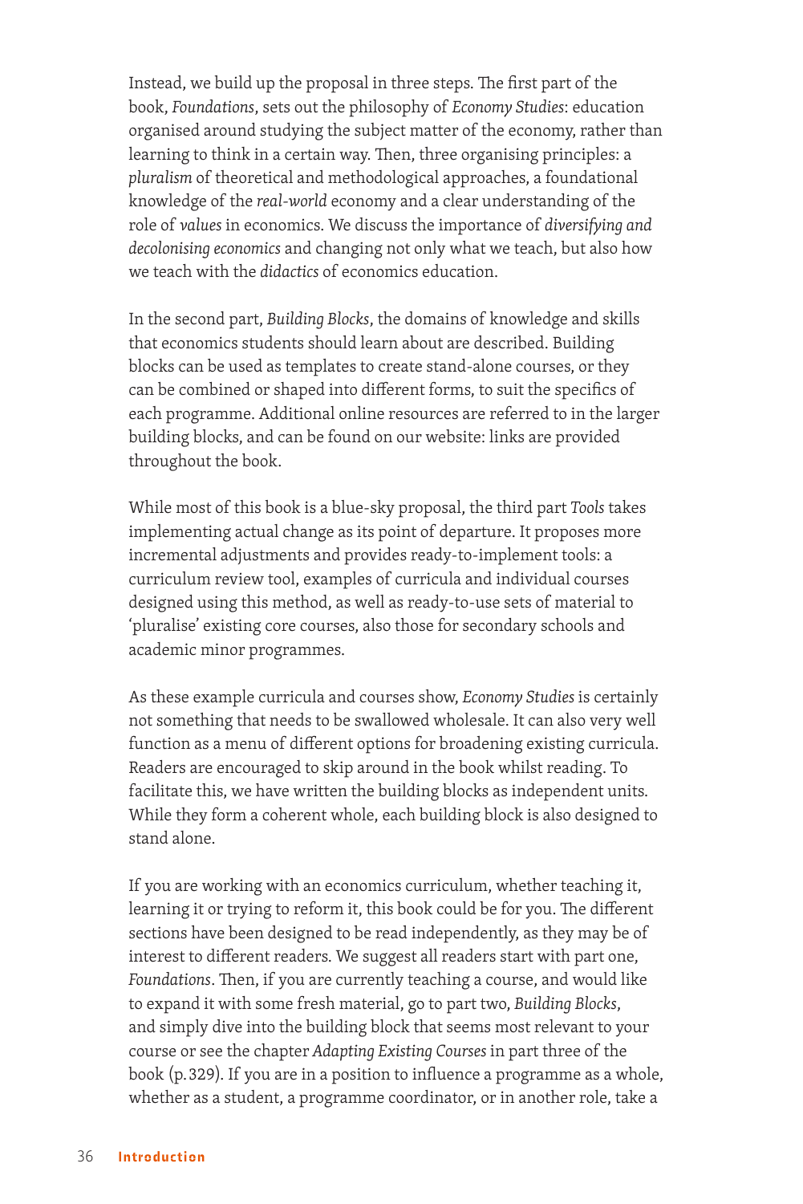Instead, we build up the proposal in three steps. The first part of the book, *Foundations*, sets out the philosophy of *Economy Studies*: education organised around studying the subject matter of the economy, rather than learning to think in a certain way. Then, three organising principles: a *pluralism* of theoretical and methodological approaches, a foundational knowledge of the *real-world* economy and a clear understanding of the role of *values* in economics. We discuss the importance of *diversifying and decolonising economics* and changing not only what we teach, but also how we teach with the *didactics* of economics education.

In the second part, *Building Blocks*, the domains of knowledge and skills that economics students should learn about are described. Building blocks can be used as templates to create stand-alone courses, or they can be combined or shaped into different forms, to suit the specifics of each programme. Additional online resources are referred to in the larger building blocks, and can be found on our website: links are provided throughout the book.

While most of this book is a blue-sky proposal, the third part *Tools* takes implementing actual change as its point of departure. It proposes more incremental adjustments and provides ready-to-implement tools: a curriculum review tool, examples of curricula and individual courses designed using this method, as well as ready-to-use sets of material to 'pluralise' existing core courses, also those for secondary schools and academic minor programmes.

As these example curricula and courses show, *Economy Studies* is certainly not something that needs to be swallowed wholesale. It can also very well function as a menu of different options for broadening existing curricula. Readers are encouraged to skip around in the book whilst reading. To facilitate this, we have written the building blocks as independent units. While they form a coherent whole, each building block is also designed to stand alone.

If you are working with an economics curriculum, whether teaching it, learning it or trying to reform it, this book could be for you. The different sections have been designed to be read independently, as they may be of interest to different readers. We suggest all readers start with part one, *Foundations*. Then, if you are currently teaching a course, and would like to expand it with some fresh material, go to part two, *Building Blocks*, and simply dive into the building block that seems most relevant to your course or see the chapter *Adapting Existing Courses* in part three of the book (p. 329). If you are in a position to influence a programme as a whole, whether as a student, a programme coordinator, or in another role, take a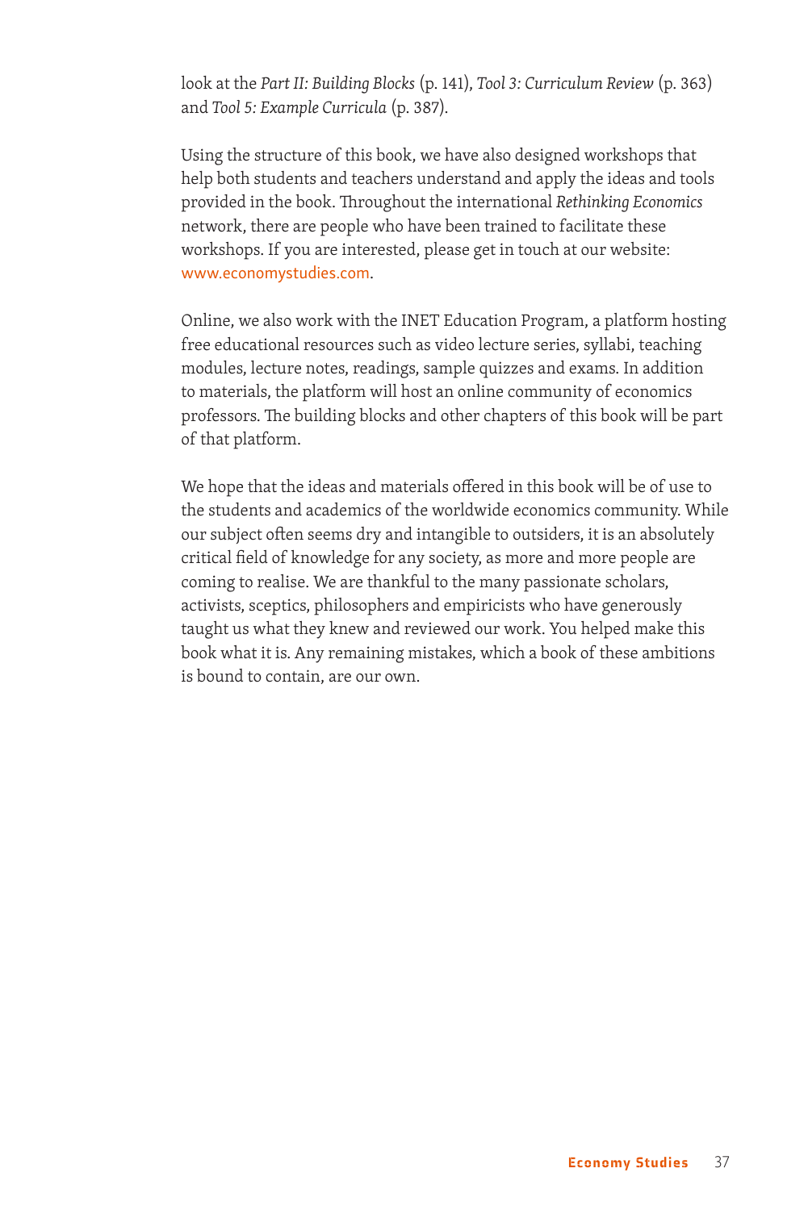look at the *Part II: Building Blocks* (p. 141), *Tool 3: Curriculum Review* (p. 363) and *Tool 5: Example Curricula* (p. 387).

Using the structure of this book, we have also designed workshops that help both students and teachers understand and apply the ideas and tools provided in the book. Throughout the international *Rethinking Economics* network, there are people who have been trained to facilitate these workshops. If you are interested, please get in touch at our website: www.economystudies.com.

Online, we also work with the INET Education Program, a platform hosting free educational resources such as video lecture series, syllabi, teaching modules, lecture notes, readings, sample quizzes and exams. In addition to materials, the platform will host an online community of economics professors. The building blocks and other chapters of this book will be part of that platform.

We hope that the ideas and materials offered in this book will be of use to the students and academics of the worldwide economics community. While our subject often seems dry and intangible to outsiders, it is an absolutely critical field of knowledge for any society, as more and more people are coming to realise. We are thankful to the many passionate scholars, activists, sceptics, philosophers and empiricists who have generously taught us what they knew and reviewed our work. You helped make this book what it is. Any remaining mistakes, which a book of these ambitions is bound to contain, are our own.